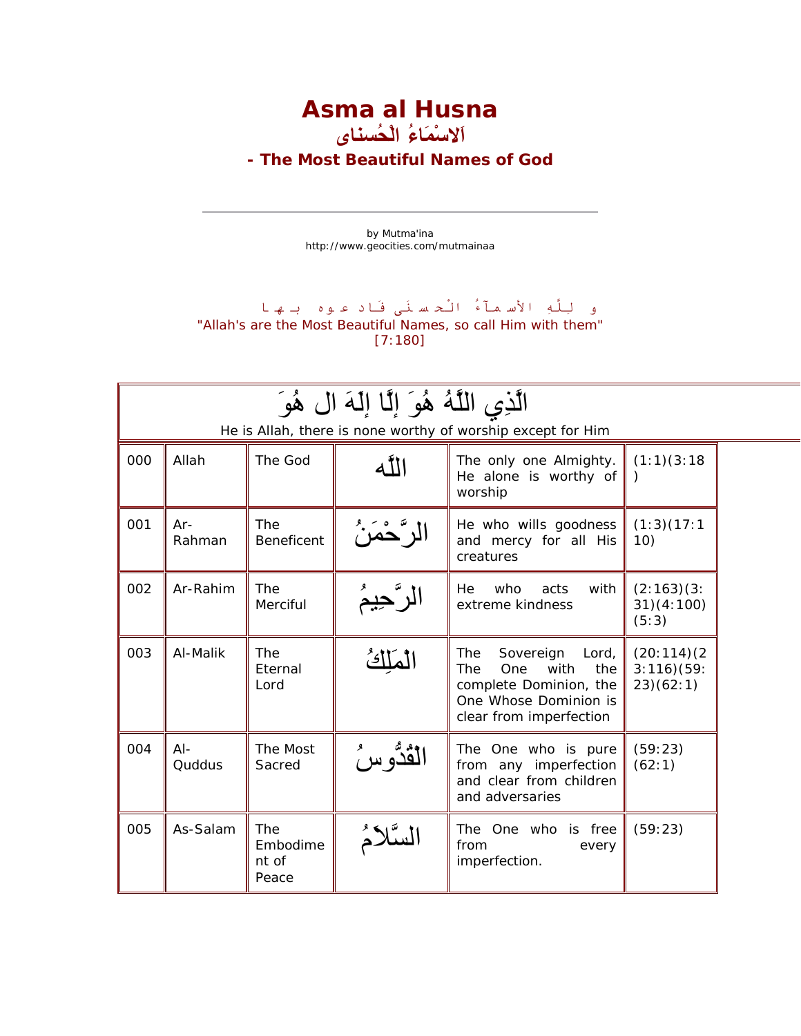# Asma al Husna

## اَلاسْمَاءُ الْحُسناى

### - The Most Beautiful Names of God

---

by Mutma'ina
http://www.geocities.com/mutmainaa

و لِلَّهِ الأسمآءُ الْحسنَى فَادعوه بـها
"Allah's are the Most Beautiful Names, so call Him with them"
[7:180]

| الَّذِي اللَّهُ هُوَ إِلَّا إِلَهَ ال هُوَ<br>He is Allah, there is none worthy of worship except for Him | | | | | |
|---|---|---|---|---|---|
| 000 | Allah | The God | اللَّه | The only one Almighty. He alone is worthy of worship | (1:1)(3:18) |
| 001 | Ar-Rahman | The Beneficent | الرَّحْمَنُ | He who wills goodness and mercy for all His creatures | (1:3)(17:110) |
| 002 | Ar-Rahim | The Merciful | الرَّحِيمُ | He who acts with extreme kindness | (2:163)(3:31)(4:100)(5:3) |
| 003 | Al-Malik | The Eternal Lord | الْمَلِكُ | The Sovereign Lord, The One with the complete Dominion, the One Whose Dominion is clear from imperfection | (20:114)(23:116)(59:23)(62:1) |
| 004 | Al-Quddus | The Most Sacred | الْقُدُّوسُ | The One who is pure from any imperfection and clear from children and adversaries | (59:23)(62:1) |
| 005 | As-Salam | The Embodiment of Peace | السَّلاَمُ | The One who is free from every imperfection. | (59:23) |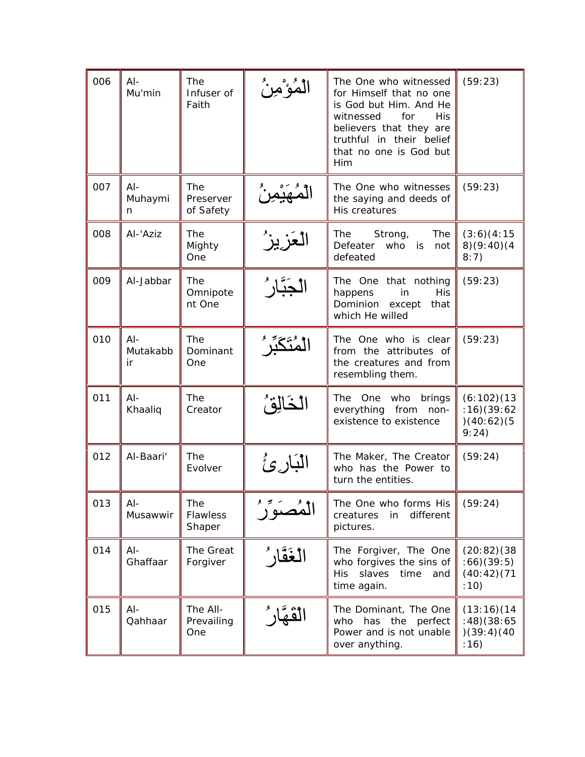| 006 | Al-Mu'min | The Infuser of Faith | الْمُؤْمِنُ | The One who witnessed for Himself that no one is God but Him. And He witnessed for His believers that they are truthful in their belief that no one is God but Him | (59:23) |
|---|---|---|---|---|---|
| 007 | Al-Muhaymin | The Preserver of Safety | الْمُهَيْمِنُ | The One who witnesses the saying and deeds of His creatures | (59:23) |
| 008 | Al-'Aziz | The Mighty One | الْعَزِيزُ | The Strong, The Defeater who is not defeated | (3:6)(4:158)(9:40)(48:7) |
| 009 | Al-Jabbar | The Omnipotent One | الْجَبَّارُ | The One that nothing happens in His Dominion except that which He willed | (59:23) |
| 010 | Al-Mutakabbir | The Dominant One | الْمُتَكَبِّرُ | The One who is clear from the attributes of the creatures and from resembling them. | (59:23) |
| 011 | Al-Khaaliq | The Creator | الْخَالِقُ | The One who brings everything from non-existence to existence | (6:102)(13:16)(39:62)(40:62)(59:24) |
| 012 | Al-Baari' | The Evolver | الْبَارِئُ | The Maker, The Creator who has the Power to turn the entities. | (59:24) |
| 013 | Al-Musawwir | The Flawless Shaper | الْمُصَوِّرُ | The One who forms His creatures in different pictures. | (59:24) |
| 014 | Al-Ghaffaar | The Great Forgiver | الْغَفَّارُ | The Forgiver, The One who forgives the sins of His slaves time and time again. | (20:82)(38:66)(39:5)(40:42)(71:10) |
| 015 | Al-Qahhaar | The All-Prevailing One | الْقَهَّارُ | The Dominant, The One who has the perfect Power and is not unable over anything. | (13:16)(14:48)(38:65)(39:4)(40:16) |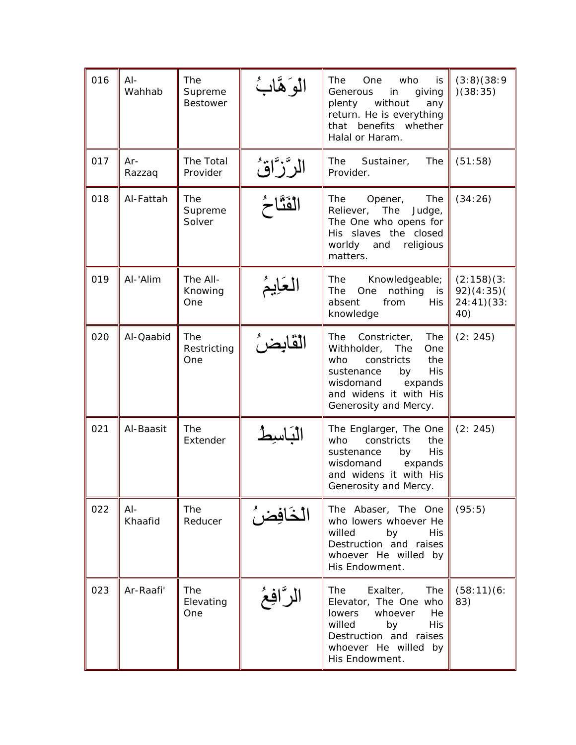| 016 | Al-Wahhab | The Supreme Bestower | الْوَهَّابُ | The One who is Generous in giving plenty without any return. He is everything that benefits whether Halal or Haram. | (3:8)(38:9)(38:35) |
|---|---|---|---|---|---|
| 017 | Ar-Razzaq | The Total Provider | الرَّزَّاقُ | The Sustainer, The Provider. | (51:58) |
| 018 | Al-Fattah | The Supreme Solver | الْفَتَّاحُ | The Opener, The Reliever, The Judge, The One who opens for His slaves the closed worldy and religious matters. | (34:26) |
| 019 | Al-'Alim | The All-Knowing One | الْعَلِيمُ | The Knowledgeable; The One nothing is absent from His knowledge | (2:158)(3:92)(4:35)(24:41)(33:40) |
| 020 | Al-Qaabid | The Restricting One | الْقَابِضُ | The Constricter, The Withholder, The One who constricts the sustenance by His wisdomand expands and widens it with His Generosity and Mercy. | (2: 245) |
| 021 | Al-Baasit | The Extender | الْبَاسِطُ | The Englarger, The One who constricts the sustenance by His wisdomand expands and widens it with His Generosity and Mercy. | (2: 245) |
| 022 | Al-Khaafid | The Reducer | الْخَافِضُ | The Abaser, The One who lowers whoever He willed by His Destruction and raises whoever He willed by His Endowment. | (95:5) |
| 023 | Ar-Raafi' | The Elevating One | الرَّافِعُ | The Exalter, The Elevator, The One who lowers whoever He willed by His Destruction and raises whoever He willed by His Endowment. | (58:11)(6:83) |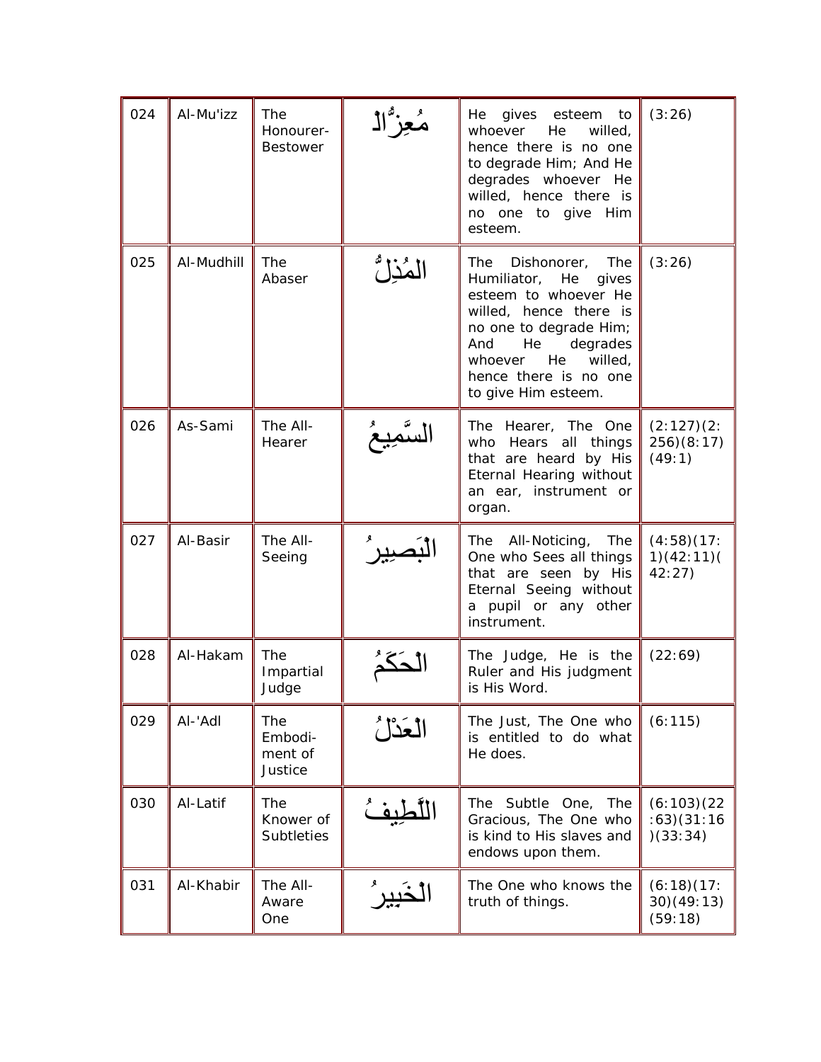| 024 | Al-Mu'izz | The Honourer-Bestower | مُعِزُّ الْ | He gives esteem to whoever He willed, hence there is no one to degrade Him; And He degrades whoever He willed, hence there is no one to give Him esteem. | (3:26) |
|---|---|---|---|---|---|
| 025 | Al-Mudhill | The Abaser | الْمُذِلُّ | The Dishonorer, The Humiliator, He gives esteem to whoever He willed, hence there is no one to degrade Him; And He degrades whoever He willed, hence there is no one to give Him esteem. | (3:26) |
| 026 | As-Sami | The All-Hearer | السَّمِيعُ | The Hearer, The One who Hears all things that are heard by His Eternal Hearing without an ear, instrument or organ. | (2:127)(2:256)(8:17)(49:1) |
| 027 | Al-Basir | The All-Seeing | الْبَصِيرُ | The All-Noticing, The One who Sees all things that are seen by His Eternal Seeing without a pupil or any other instrument. | (4:58)(17:1)(42:11)(42:27) |
| 028 | Al-Hakam | The Impartial Judge | الْحَكَمُ | The Judge, He is the Ruler and His judgment is His Word. | (22:69) |
| 029 | Al-'Adl | The Embodi-ment of Justice | الْعَدْلُ | The Just, The One who is entitled to do what He does. | (6:115) |
| 030 | Al-Latif | The Knower of Subtleties | اللَّطِيفُ | The Subtle One, The Gracious, The One who is kind to His slaves and endows upon them. | (6:103)(22:63)(31:16)(33:34) |
| 031 | Al-Khabir | The All-Aware One | الْخَبِيرُ | The One who knows the truth of things. | (6:18)(17:30)(49:13)(59:18) |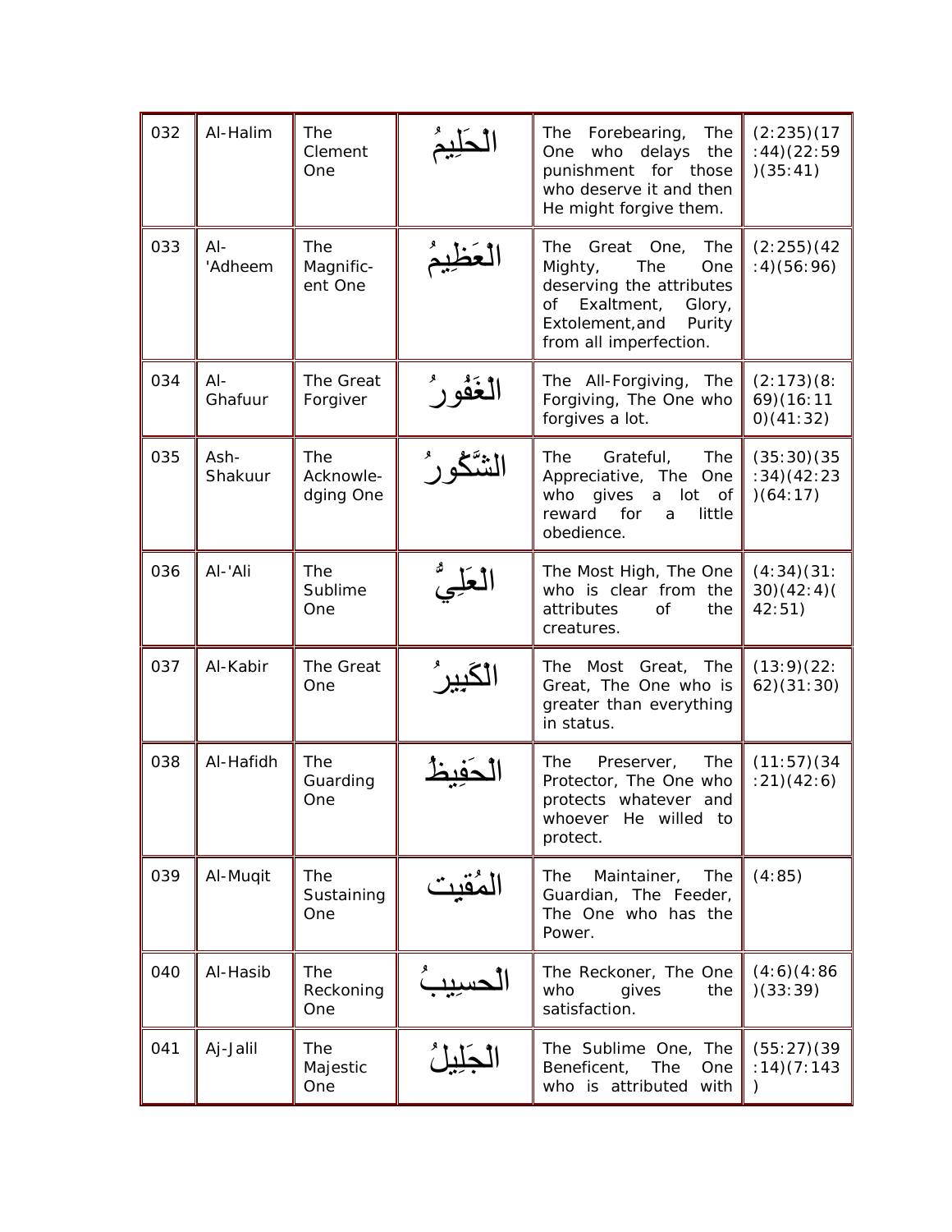| 032 | Al-Halim | The Clement One | الْحَلِيمُ | The Forebearing, The One who delays the punishment for those who deserve it and then He might forgive them. | (2:235)(17:44)(22:59)(35:41) |
|---|---|---|---|---|---|
| 033 | Al-'Adheem | The Magnific-ent One | الْعَظِيمُ | The Great One, The Mighty, The One deserving the attributes of Exaltment, Glory, Extolement,and Purity from all imperfection. | (2:255)(42:4)(56:96) |
| 034 | Al-Ghafuur | The Great Forgiver | الْغَفُورُ | The All-Forgiving, The Forgiving, The One who forgives a lot. | (2:173)(8:69)(16:110)(41:32) |
| 035 | Ash-Shakuur | The Acknowle-dging One | الشَّكُورُ | The Grateful, The Appreciative, The One who gives a lot of reward for a little obedience. | (35:30)(35:34)(42:23)(64:17) |
| 036 | Al-'Ali | The Sublime One | الْعَلِيُّ | The Most High, The One who is clear from the attributes of the creatures. | (4:34)(31:30)(42:4)(42:51) |
| 037 | Al-Kabir | The Great One | الْكَبِيرُ | The Most Great, The Great, The One who is greater than everything in status. | (13:9)(22:62)(31:30) |
| 038 | Al-Hafidh | The Guarding One | الْحَفِيظُ | The Preserver, The Protector, The One who protects whatever and whoever He willed to protect. | (11:57)(34:21)(42:6) |
| 039 | Al-Muqit | The Sustaining One | المُقيت | The Maintainer, The Guardian, The Feeder, The One who has the Power. | (4:85) |
| 040 | Al-Hasib | The Reckoning One | الْحسِيبُ | The Reckoner, The One who gives the satisfaction. | (4:6)(4:86)(33:39) |
| 041 | Aj-Jalil | The Majestic One | الْجَلِيلُ | The Sublime One, The Beneficent, The One who is attributed with | (55:27)(39:14)(7:143) |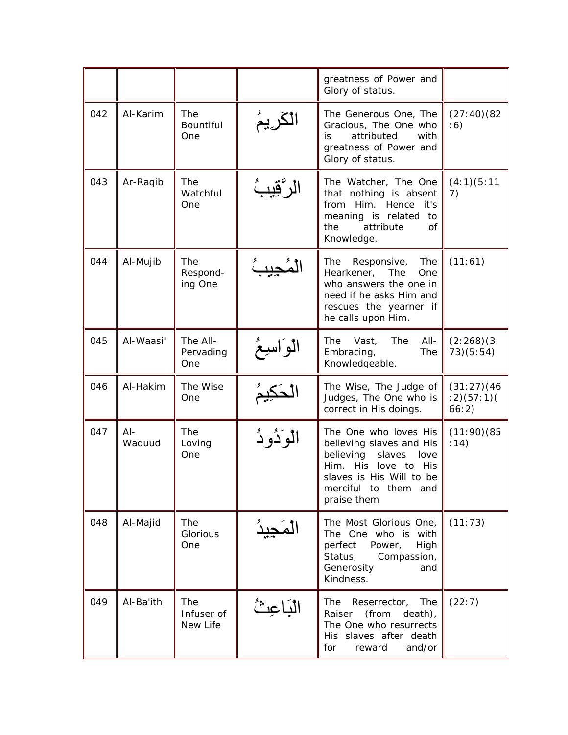| | | | | | |
|---|---|---|---|---|---|
| | | | | greatness of Power and Glory of status. | |
| 042 | Al-Karim | The Bountiful One | الْكَرِيمُ | The Generous One, The Gracious, The One who is attributed with greatness of Power and Glory of status. | (27:40)(82:6) |
| 043 | Ar-Raqib | The Watchful One | الرَّقِيبُ | The Watcher, The One that nothing is absent from Him. Hence it's meaning is related to the attribute of Knowledge. | (4:1)(5:117) |
| 044 | Al-Mujib | The Respond-ing One | الْمُجِيبُ | The Responsive, The Hearkener, The One who answers the one in need if he asks Him and rescues the yearner if he calls upon Him. | (11:61) |
| 045 | Al-Waasi' | The All-Pervading One | الْوَاسِعُ | The Vast, The All-Embracing, The Knowledgeable. | (2:268)(3:73)(5:54) |
| 046 | Al-Hakim | The Wise One | الْحَكِيمُ | The Wise, The Judge of Judges, The One who is correct in His doings. | (31:27)(46:2)(57:1)(66:2) |
| 047 | Al-Waduud | The Loving One | الْوَدُودُ | The One who loves His believing slaves and His believing slaves love Him. His love to His slaves is His Will to be merciful to them and praise them | (11:90)(85:14) |
| 048 | Al-Majid | The Glorious One | الْمَجِيدُ | The Most Glorious One, The One who is with perfect Power, High Status, Compassion, Generosity and Kindness. | (11:73) |
| 049 | Al-Ba'ith | The Infuser of New Life | الْبَاعِثُ | The Reserrector, The Raiser (from death), The One who resurrects His slaves after death for reward and/or | (22:7) |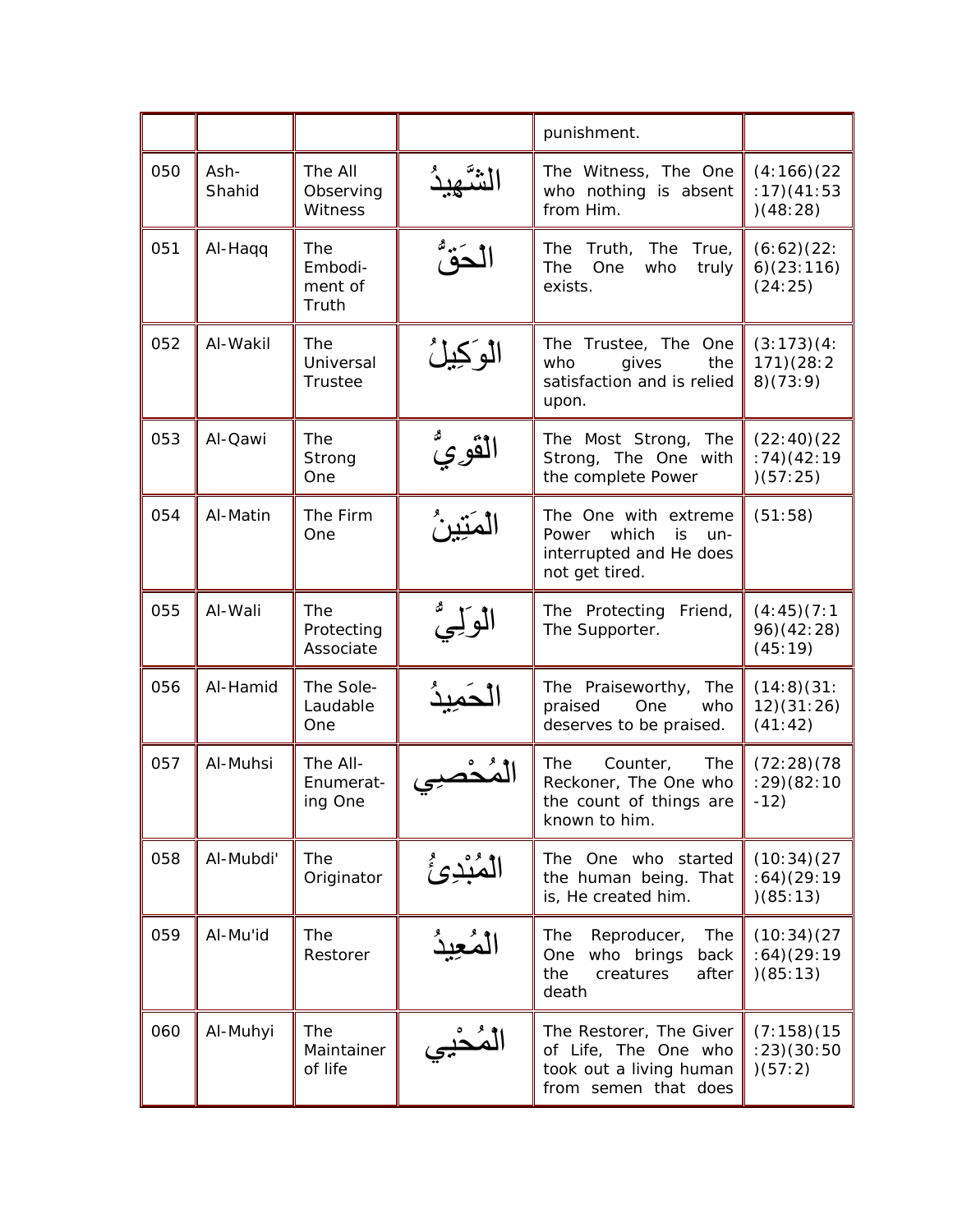| | | | | punishment. | |
|---|---|---|---|---|---|
| 050 | Ash-Shahid | The All Observing Witness | الشَّهِيدُ | The Witness, The One who nothing is absent from Him. | (4:166)(22:17)(41:53)(48:28) |
| 051 | Al-Haqq | The Embodiment of Truth | الْحَقُّ | The Truth, The True, The One who truly exists. | (6:62)(22:6)(23:116)(24:25) |
| 052 | Al-Wakil | The Universal Trustee | الْوَكِيلُ | The Trustee, The One who gives the satisfaction and is relied upon. | (3:173)(4:171)(28:28)(73:9) |
| 053 | Al-Qawi | The Strong One | الْقَوِيُّ | The Most Strong, The Strong, The One with the complete Power | (22:40)(22:74)(42:19)(57:25) |
| 054 | Al-Matin | The Firm One | الْمَتِينُ | The One with extreme Power which is un-interrupted and He does not get tired. | (51:58) |
| 055 | Al-Wali | The Protecting Associate | الْوَلِيُّ | The Protecting Friend, The Supporter. | (4:45)(7:196)(42:28)(45:19) |
| 056 | Al-Hamid | The Sole-Laudable One | الْحَمِيدُ | The Praiseworthy, The praised One who deserves to be praised. | (14:8)(31:12)(31:26)(41:42) |
| 057 | Al-Muhsi | The All-Enumerating One | الْمُحْصِي | The Counter, The Reckoner, The One who the count of things are known to him. | (72:28)(78:29)(82:10-12) |
| 058 | Al-Mubdi' | The Originator | الْمُبْدِئُ | The One who started the human being. That is, He created him. | (10:34)(27:64)(29:19)(85:13) |
| 059 | Al-Mu'id | The Restorer | الْمُعِيدُ | The Reproducer, The One who brings back the creatures after death | (10:34)(27:64)(29:19)(85:13) |
| 060 | Al-Muhyi | The Maintainer of life | الْمُحْيِي | The Restorer, The Giver of Life, The One who took out a living human from semen that does | (7:158)(15:23)(30:50)(57:2) |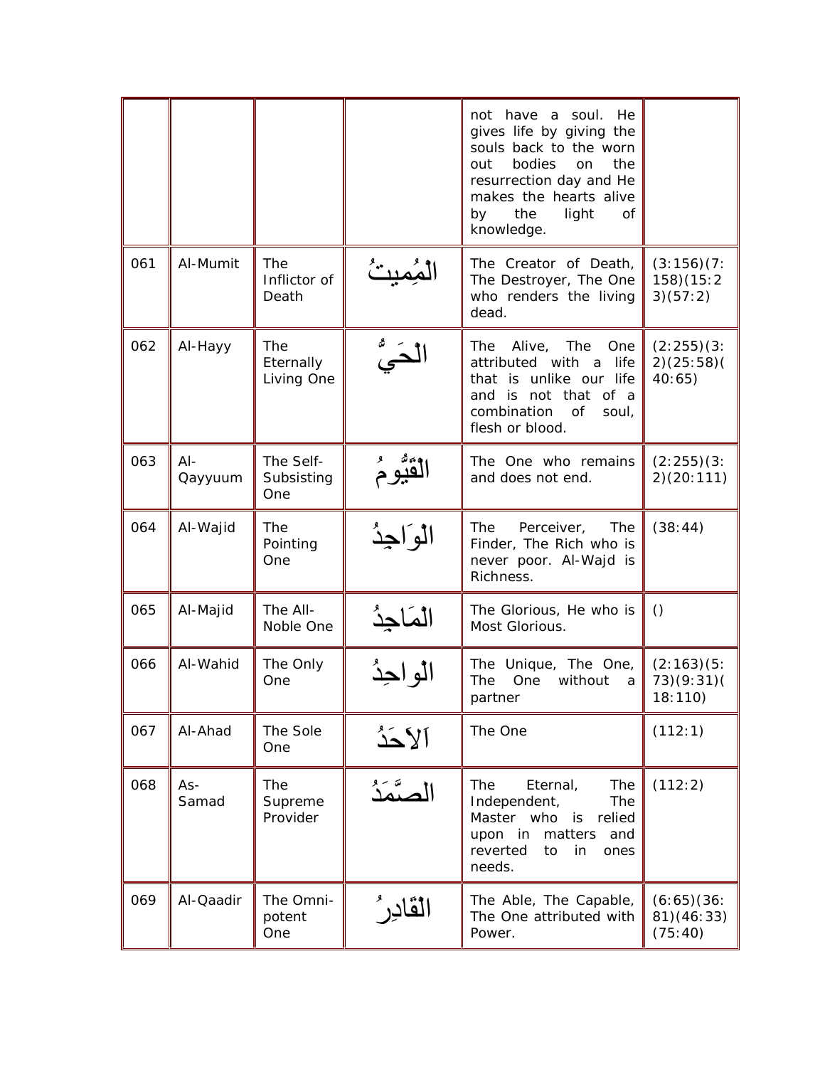| | | | | not have a soul. He gives life by giving the souls back to the worn out bodies on the resurrection day and He makes the hearts alive by the light of knowledge. | |
|---|---|---|---|---|---|
| 061 | Al-Mumit | The Inflictor of Death | الْمُمِيتُ | The Creator of Death, The Destroyer, The One who renders the living dead. | (3:156)(7:158)(15:23)(57:2) |
| 062 | Al-Hayy | The Eternally Living One | الْحَيُّ | The Alive, The One attributed with a life that is unlike our life and is not that of a combination of soul, flesh or blood. | (2:255)(3:2)(25:58)(40:65) |
| 063 | Al-Qayyuum | The Self-Subsisting One | الْقَيُّومُ | The One who remains and does not end. | (2:255)(3:2)(20:111) |
| 064 | Al-Wajid | The Pointing One | الْوَاجِدُ | The Perceiver, The Finder, The Rich who is never poor. Al-Wajd is Richness. | (38:44) |
| 065 | Al-Majid | The All-Noble One | الْمَاجِدُ | The Glorious, He who is Most Glorious. | () |
| 066 | Al-Wahid | The Only One | الْواحِدُ | The Unique, The One, The One without a partner | (2:163)(5:73)(9:31)(18:110) |
| 067 | Al-Ahad | The Sole One | اَلاحَدُ | The One | (112:1) |
| 068 | As-Samad | The Supreme Provider | الصَّمَدُ | The Eternal, The Independent, The Master who is relied upon in matters and reverted to in ones needs. | (112:2) |
| 069 | Al-Qaadir | The Omni-potent One | الْقَادِرُ | The Able, The Capable, The One attributed with Power. | (6:65)(36:81)(46:33)(75:40) |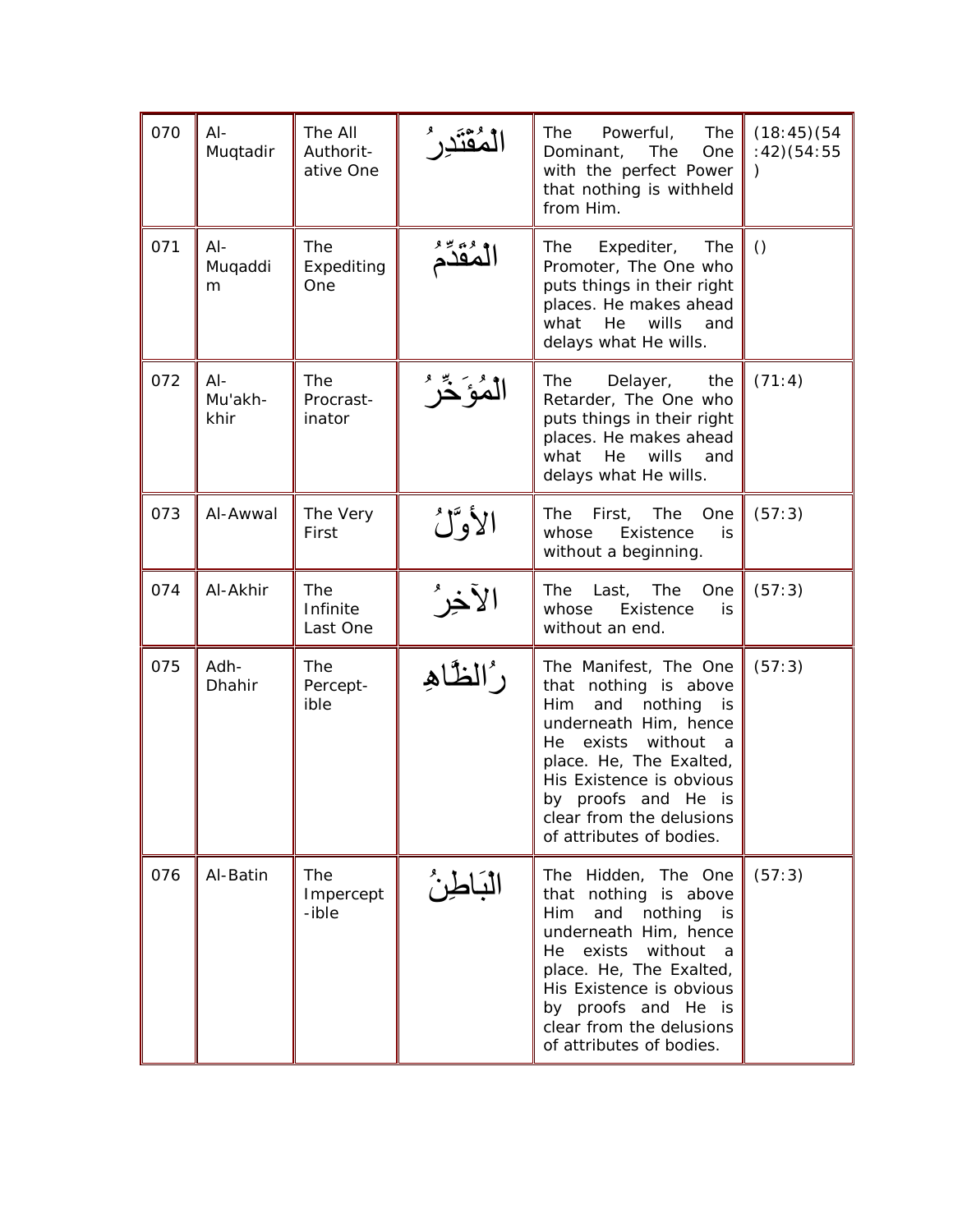| 070 | Al-Muqtadir | The All Authorit-ative One | الْمُقْتَدِرُ | The Powerful, The Dominant, The One with the perfect Power that nothing is withheld from Him. | (18:45)(54:42)(54:55) |
|---|---|---|---|---|---|
| 071 | Al-Muqaddim | The Expediting One | الْمُقَدِّمُ | The Expediter, The Promoter, The One who puts things in their right places. He makes ahead what He wills and delays what He wills. | () |
| 072 | Al-Mu'akh-khir | The Procrast-inator | الْمُؤَخِّرُ | The Delayer, the Retarder, The One who puts things in their right places. He makes ahead what He wills and delays what He wills. | (71:4) |
| 073 | Al-Awwal | The Very First | الأوَّلُ | The First, The One whose Existence is without a beginning. | (57:3) |
| 074 | Al-Akhir | The Infinite Last One | الآخِرُ | The Last, The One whose Existence is without an end. | (57:3) |
| 075 | Adh-Dhahir | The Percept-ible | الظَّاهِرُ | The Manifest, The One that nothing is above Him and nothing is underneath Him, hence He exists without a place. He, The Exalted, His Existence is obvious by proofs and He is clear from the delusions of attributes of bodies. | (57:3) |
| 076 | Al-Batin | The Impercept-ible | الْبَاطِنُ | The Hidden, The One that nothing is above Him and nothing is underneath Him, hence He exists without a place. He, The Exalted, His Existence is obvious by proofs and He is clear from the delusions of attributes of bodies. | (57:3) |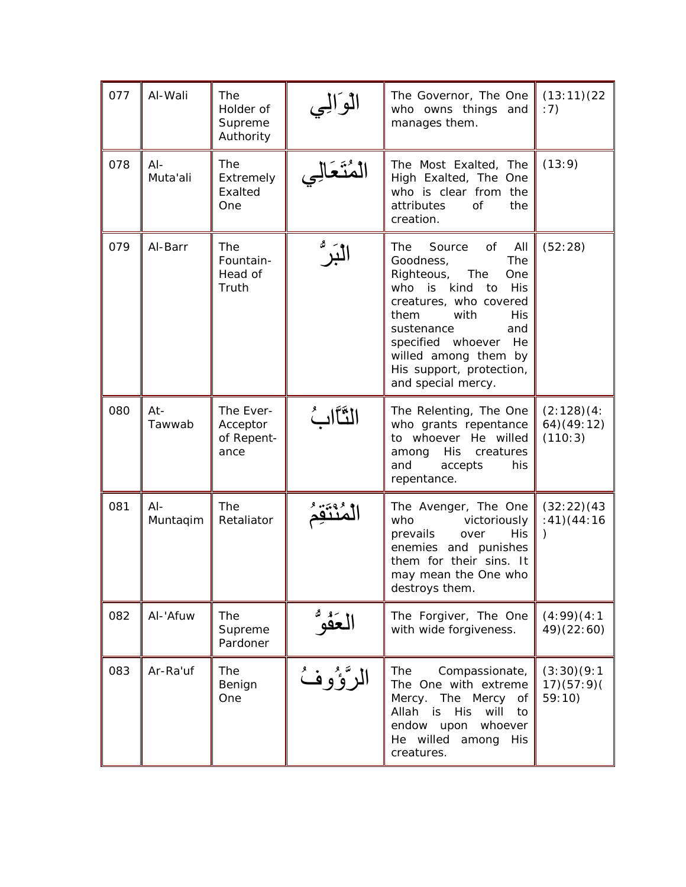| 077 | Al-Wali | The Holder of Supreme Authority | الْوَالِي | The Governor, The One who owns things and manages them. | (13:11)(22:7) |
|---|---|---|---|---|---|
| 078 | Al-Muta'ali | The Extremely Exalted One | الْمُتَعَالِي | The Most Exalted, The High Exalted, The One who is clear from the attributes of the creation. | (13:9) |
| 079 | Al-Barr | The Fountain-Head of Truth | الْبَرُّ | The Source of All Goodness, The Righteous, The One who is kind to His creatures, who covered them with His sustenance and specified whoever He willed among them by His support, protection, and special mercy. | (52:28) |
| 080 | At-Tawwab | The Ever-Acceptor of Repentance | التَّوَّابُ | The Relenting, The One who grants repentance to whoever He willed among His creatures and accepts his repentance. | (2:128)(4:64)(49:12)(110:3) |
| 081 | Al-Muntaqim | The Retaliator | الْمُنْتَقِمُ | The Avenger, The One who victoriously prevails over His enemies and punishes them for their sins. It may mean the One who destroys them. | (32:22)(43:41)(44:16) |
| 082 | Al-'Afuw | The Supreme Pardoner | الْعَفُوُّ | The Forgiver, The One with wide forgiveness. | (4:99)(4:149)(22:60) |
| 083 | Ar-Ra'uf | The Benign One | الرَّؤُوفُ | The Compassionate, The One with extreme Mercy. The Mercy of Allah is His will to endow upon whoever He willed among His creatures. | (3:30)(9:117)(57:9)(59:10) |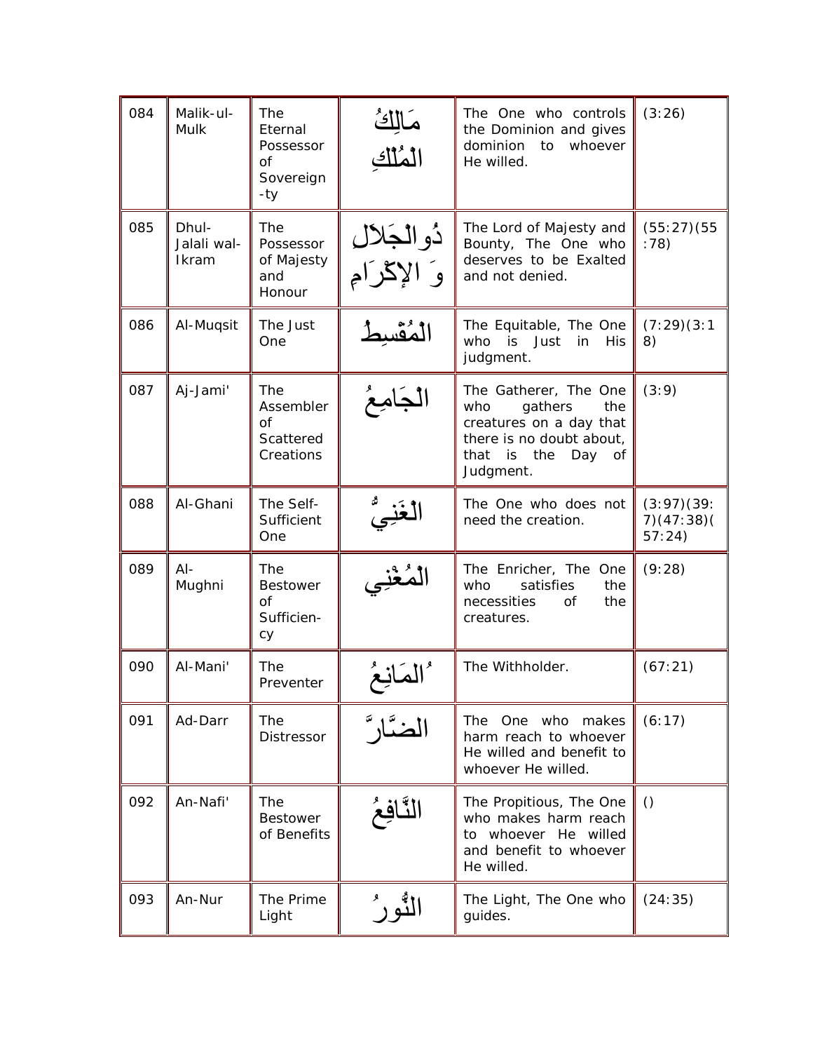| 084 | Malik-ul-Mulk | The Eternal Possessor of Sovereign-ty | مَالِكُ الْمُلْكِ | The One who controls the Dominion and gives dominion to whoever He willed. | (3:26) |
|---|---|---|---|---|---|
| 085 | Dhul-Jalali wal-Ikram | The Possessor of Majesty and Honour | ذُوالْجَلاَلِ وَ الإكْرَامِ | The Lord of Majesty and Bounty, The One who deserves to be Exalted and not denied. | (55:27)(55:78) |
| 086 | Al-Muqsit | The Just One | الْمُقْسِطُ | The Equitable, The One who is Just in His judgment. | (7:29)(3:18) |
| 087 | Aj-Jami' | The Assembler of Scattered Creations | الْجَامِعُ | The Gatherer, The One who gathers the creatures on a day that there is no doubt about, that is the Day of Judgment. | (3:9) |
| 088 | Al-Ghani | The Self-Sufficient One | الْغَنِيُّ | The One who does not need the creation. | (3:97)(39:7)(47:38)(57:24) |
| 089 | Al-Mughni | The Bestower of Sufficien-cy | الْمُغْنِي | The Enricher, The One who satisfies the necessities of the creatures. | (9:28) |
| 090 | Al-Mani' | The Preventer | ُالْمَانِعُ | The Withholder. | (67:21) |
| 091 | Ad-Darr | The Distressor | الضَّارَّ | The One who makes harm reach to whoever He willed and benefit to whoever He willed. | (6:17) |
| 092 | An-Nafi' | The Bestower of Benefits | النَّافِعُ | The Propitious, The One who makes harm reach to whoever He willed and benefit to whoever He willed. | () |
| 093 | An-Nur | The Prime Light | النُّورُ | The Light, The One who guides. | (24:35) |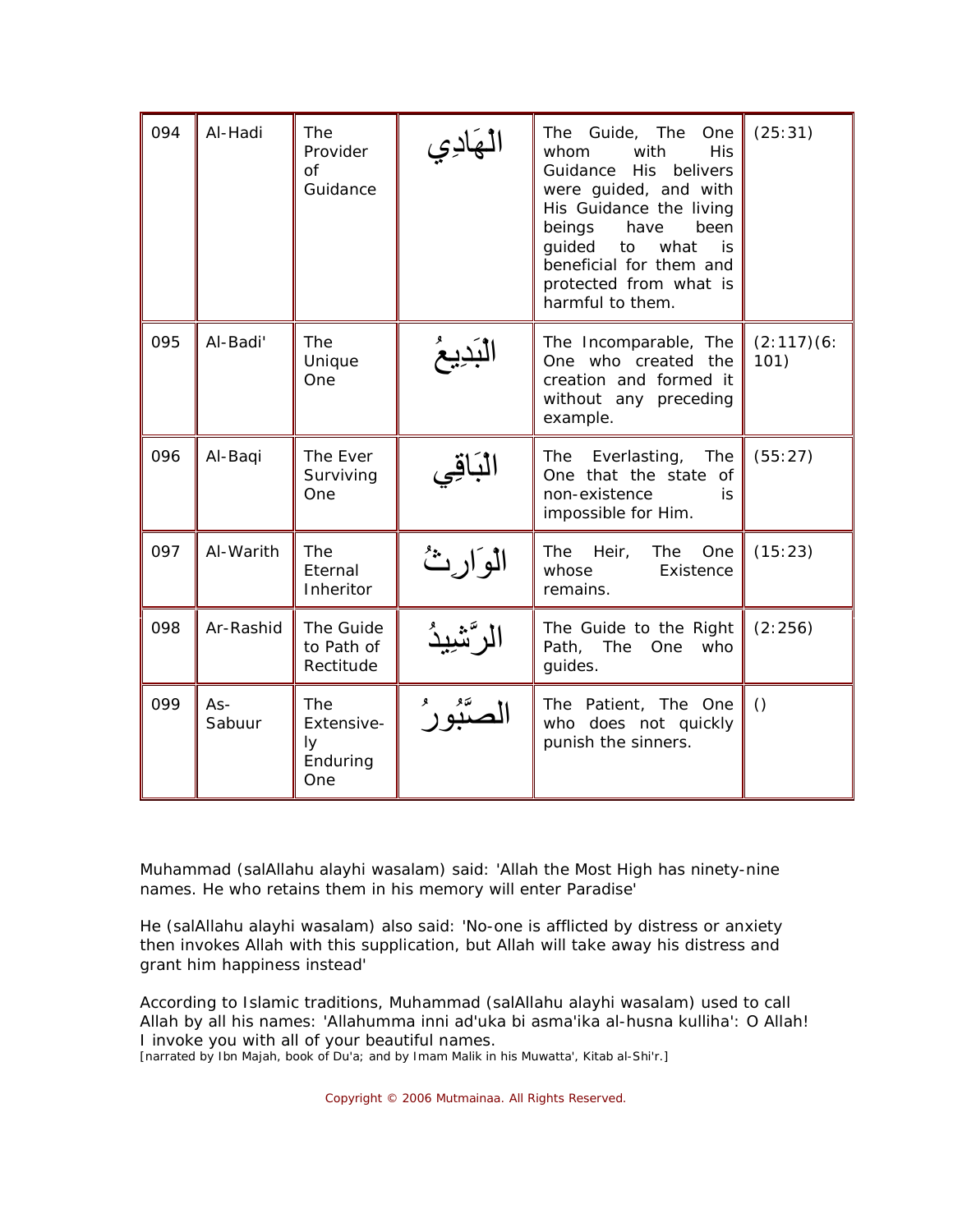| | | | | | |
|---|---|---|---|---|---|
| 094 | Al-Hadi | The Provider of Guidance | الْهَادِي | The Guide, The One whom with His Guidance His belivers were guided, and with His Guidance the living beings have been guided to what is beneficial for them and protected from what is harmful to them. | (25:31) |
| 095 | Al-Badi' | The Unique One | الْبَدِيعُ | The Incomparable, The One who created the creation and formed it without any preceding example. | (2:117)(6:101) |
| 096 | Al-Baqi | The Ever Surviving One | الْبَاقِي | The Everlasting, The One that the state of non-existence is impossible for Him. | (55:27) |
| 097 | Al-Warith | The Eternal Inheritor | الْوَارِثُ | The Heir, The One whose Existence remains. | (15:23) |
| 098 | Ar-Rashid | The Guide to Path of Rectitude | الرَّشِيدُ | The Guide to the Right Path, The One who guides. | (2:256) |
| 099 | As-Sabuur | The Extensive-ly Enduring One | الصَّبُورُ | The Patient, The One who does not quickly punish the sinners. | () |

Muhammad (salAllahu alayhi wasalam) said: 'Allah the Most High has ninety-nine names. He who retains them in his memory will enter Paradise'

He (salAllahu alayhi wasalam) also said: 'No-one is afflicted by distress or anxiety then invokes Allah with this supplication, but Allah will take away his distress and grant him happiness instead'

According to Islamic traditions, Muhammad (salAllahu alayhi wasalam) used to call Allah by all his names: 'Allahumma inni ad'uka bi asma'ika al-husna kulliha': O Allah! I invoke you with all of your beautiful names.
[narrated by Ibn Majah, book of Du'a; and by Imam Malik in his Muwatta', Kitab al-Shi'r.]

Copyright © 2006 Mutmainaa. All Rights Reserved.